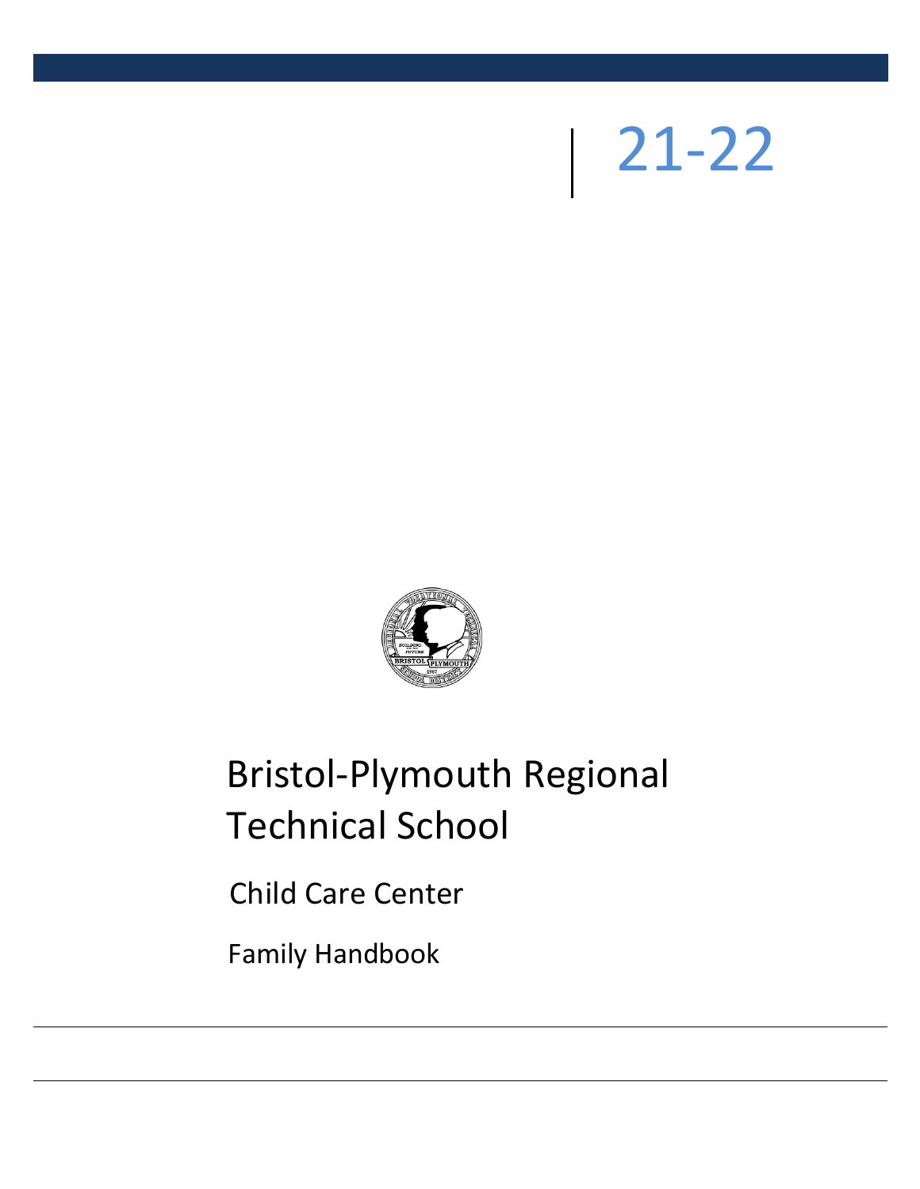21-22

# Bristol-Plymouth Regional Technical School

## Child Care Center

Family Handbook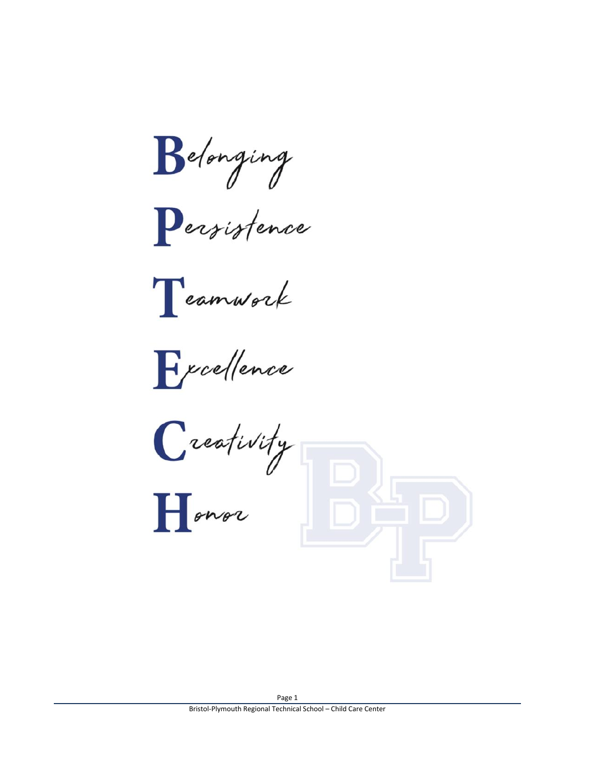**B**elonging

**P**ersistence

**T**eamwork

**E**xcellence

**C**reativity

**H**onor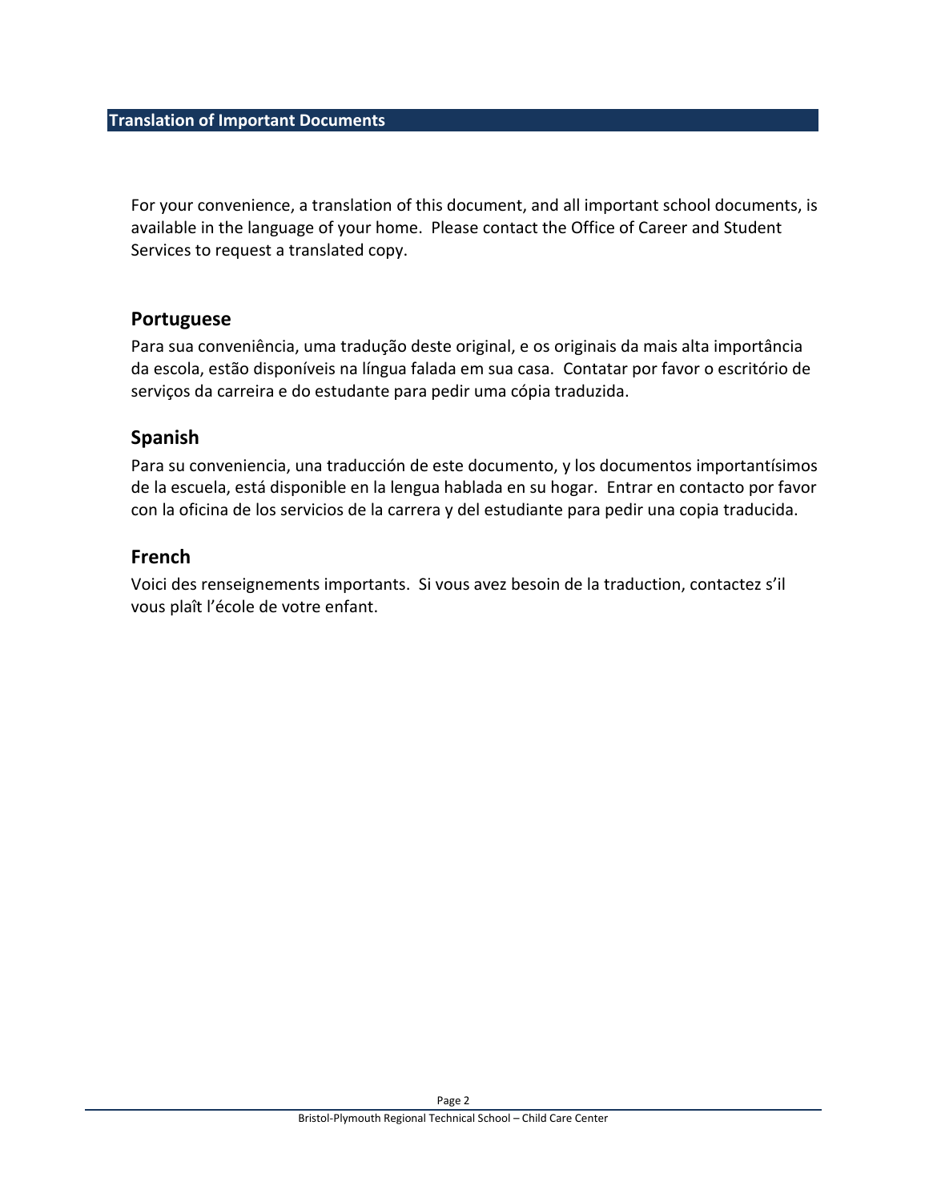## Translation of Important Documents

For your convenience, a translation of this document, and all important school documents, is available in the language of your home. Please contact the Office of Career and Student Services to request a translated copy.

### Portuguese

Para sua conveniência, uma tradução deste original, e os originais da mais alta importância da escola, estão disponíveis na língua falada em sua casa. Contatar por favor o escritório de serviços da carreira e do estudante para pedir uma cópia traduzida.

### Spanish

Para su conveniencia, una traducción de este documento, y los documentos importantísimos de la escuela, está disponible en la lengua hablada en su hogar. Entrar en contacto por favor con la oficina de los servicios de la carrera y del estudiante para pedir una copia traducida.

### French

Voici des renseignements importants. Si vous avez besoin de la traduction, contactez s'il vous plaît l'école de votre enfant.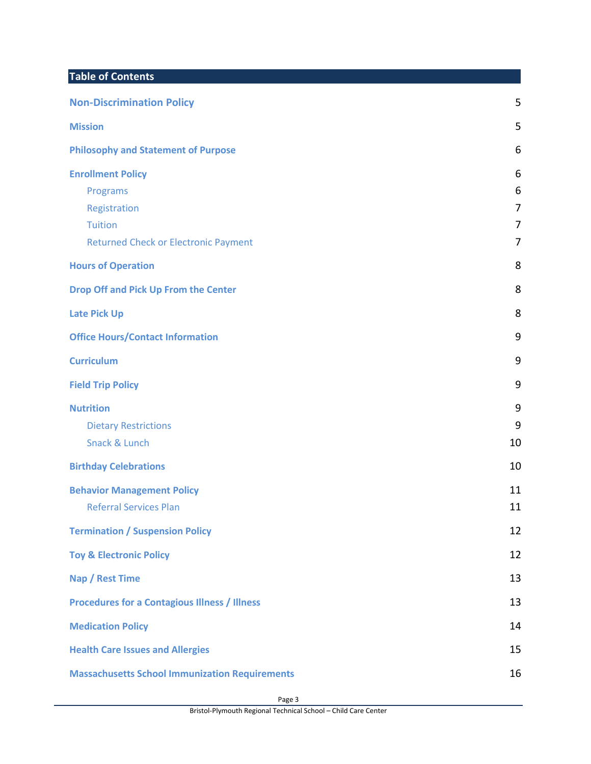## Table of Contents

| | |
|---|---|
| **Non-Discrimination Policy** | 5 |
| **Mission** | 5 |
| **Philosophy and Statement of Purpose** | 6 |
| **Enrollment Policy** | 6 |
| Programs | 6 |
| Registration | 7 |
| Tuition | 7 |
| Returned Check or Electronic Payment | 7 |
| **Hours of Operation** | 8 |
| **Drop Off and Pick Up From the Center** | 8 |
| **Late Pick Up** | 8 |
| **Office Hours/Contact Information** | 9 |
| **Curriculum** | 9 |
| **Field Trip Policy** | 9 |
| **Nutrition** | 9 |
| Dietary Restrictions | 9 |
| Snack & Lunch | 10 |
| **Birthday Celebrations** | 10 |
| **Behavior Management Policy** | 11 |
| Referral Services Plan | 11 |
| **Termination / Suspension Policy** | 12 |
| **Toy & Electronic Policy** | 12 |
| **Nap / Rest Time** | 13 |
| **Procedures for a Contagious Illness / Illness** | 13 |
| **Medication Policy** | 14 |
| **Health Care Issues and Allergies** | 15 |
| **Massachusetts School Immunization Requirements** | 16 |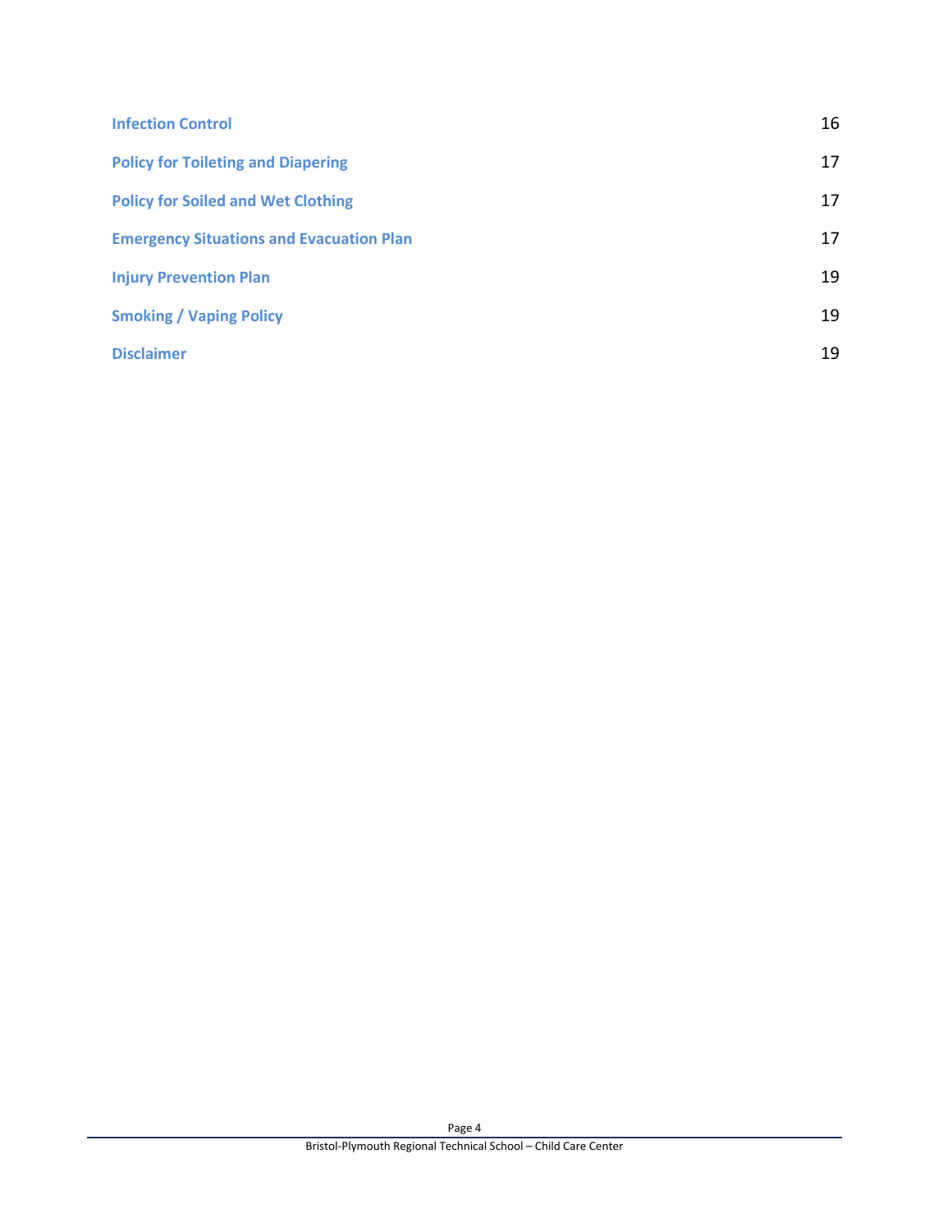| | |
|---|---|
| **Infection Control** | 16 |
| **Policy for Toileting and Diapering** | 17 |
| **Policy for Soiled and Wet Clothing** | 17 |
| **Emergency Situations and Evacuation Plan** | 17 |
| **Injury Prevention Plan** | 19 |
| **Smoking / Vaping Policy** | 19 |
| **Disclaimer** | 19 |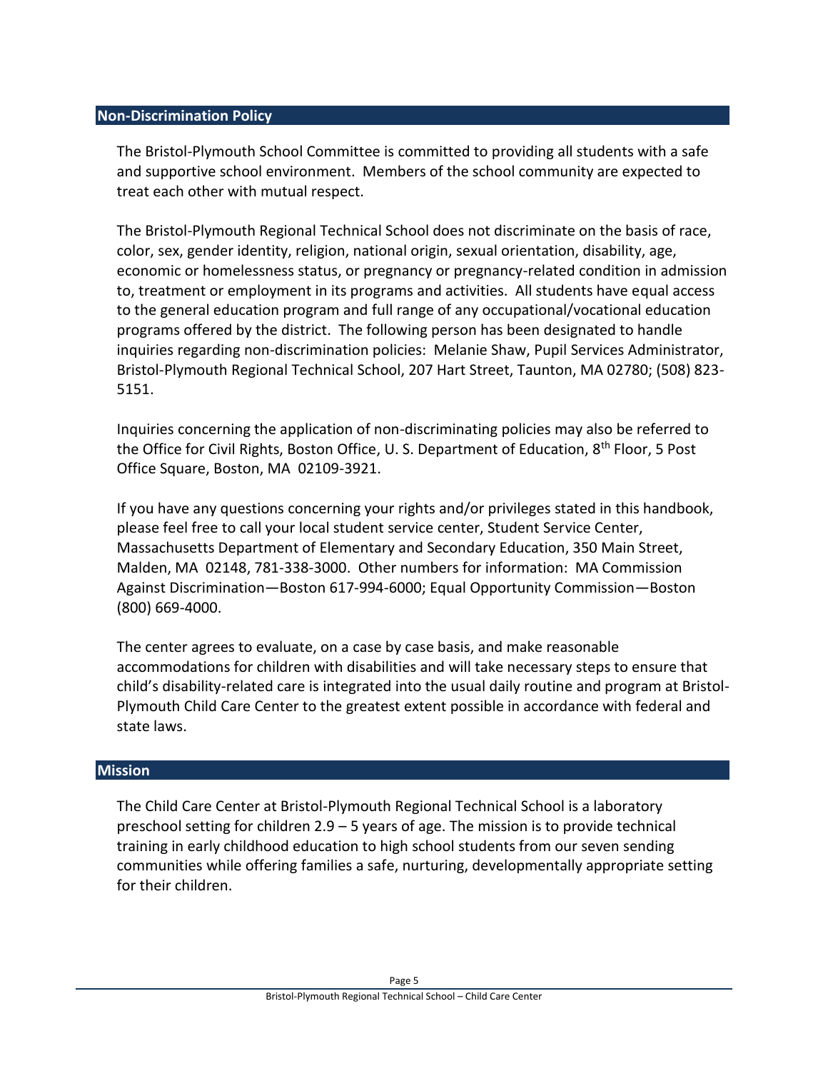## Non-Discrimination Policy

The Bristol-Plymouth School Committee is committed to providing all students with a safe and supportive school environment. Members of the school community are expected to treat each other with mutual respect.

The Bristol-Plymouth Regional Technical School does not discriminate on the basis of race, color, sex, gender identity, religion, national origin, sexual orientation, disability, age, economic or homelessness status, or pregnancy or pregnancy-related condition in admission to, treatment or employment in its programs and activities. All students have equal access to the general education program and full range of any occupational/vocational education programs offered by the district. The following person has been designated to handle inquiries regarding non-discrimination policies: Melanie Shaw, Pupil Services Administrator, Bristol-Plymouth Regional Technical School, 207 Hart Street, Taunton, MA 02780; (508) 823-5151.

Inquiries concerning the application of non-discriminating policies may also be referred to the Office for Civil Rights, Boston Office, U. S. Department of Education, 8th Floor, 5 Post Office Square, Boston, MA 02109-3921.

If you have any questions concerning your rights and/or privileges stated in this handbook, please feel free to call your local student service center, Student Service Center, Massachusetts Department of Elementary and Secondary Education, 350 Main Street, Malden, MA 02148, 781-338-3000. Other numbers for information: MA Commission Against Discrimination—Boston 617-994-6000; Equal Opportunity Commission—Boston (800) 669-4000.

The center agrees to evaluate, on a case by case basis, and make reasonable accommodations for children with disabilities and will take necessary steps to ensure that child's disability-related care is integrated into the usual daily routine and program at Bristol-Plymouth Child Care Center to the greatest extent possible in accordance with federal and state laws.

## Mission

The Child Care Center at Bristol-Plymouth Regional Technical School is a laboratory preschool setting for children 2.9 – 5 years of age. The mission is to provide technical training in early childhood education to high school students from our seven sending communities while offering families a safe, nurturing, developmentally appropriate setting for their children.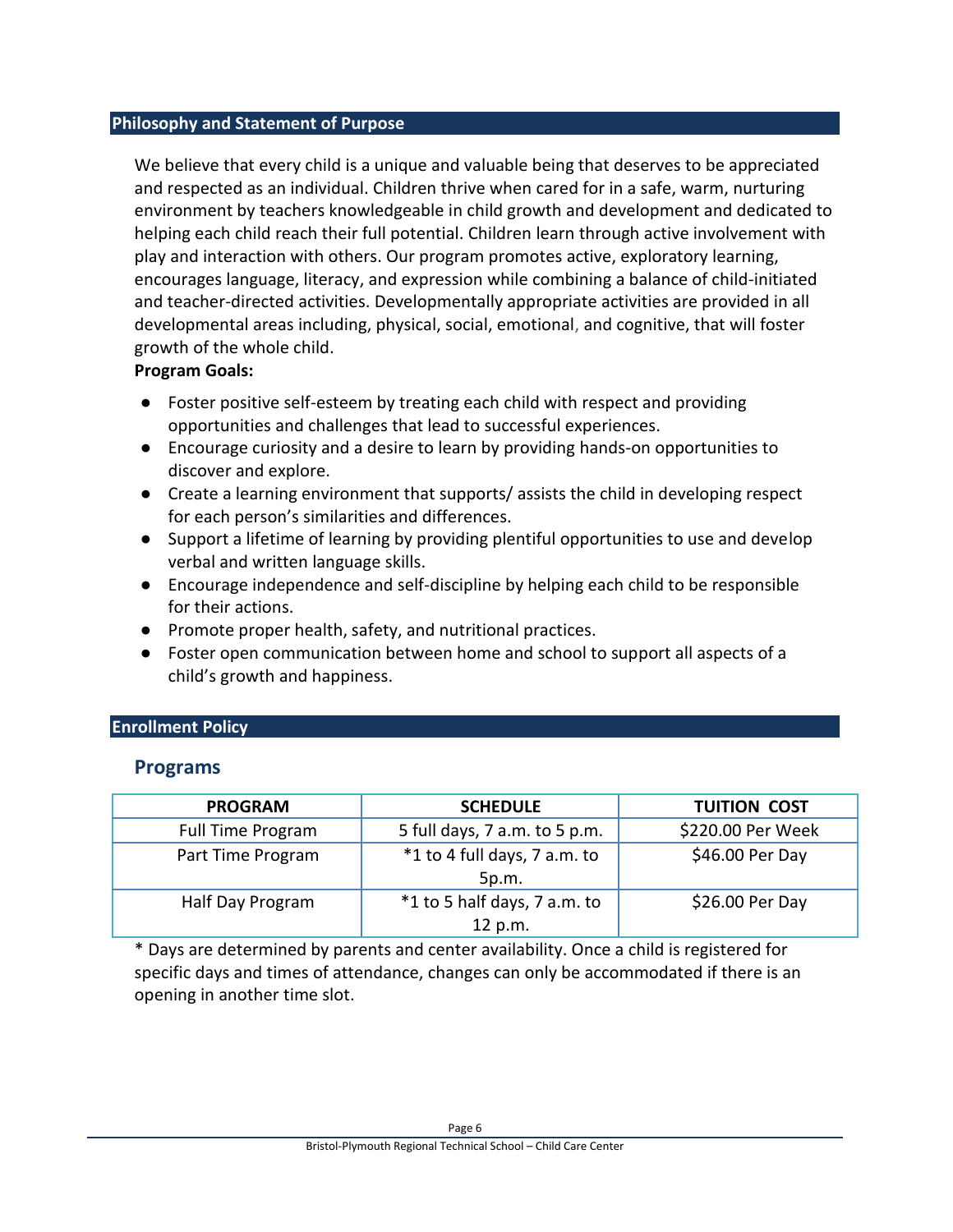## Philosophy and Statement of Purpose

We believe that every child is a unique and valuable being that deserves to be appreciated and respected as an individual. Children thrive when cared for in a safe, warm, nurturing environment by teachers knowledgeable in child growth and development and dedicated to helping each child reach their full potential. Children learn through active involvement with play and interaction with others. Our program promotes active, exploratory learning, encourages language, literacy, and expression while combining a balance of child-initiated and teacher-directed activities. Developmentally appropriate activities are provided in all developmental areas including, physical, social, emotional, and cognitive, that will foster growth of the whole child.

**Program Goals:**

- Foster positive self-esteem by treating each child with respect and providing opportunities and challenges that lead to successful experiences.
- Encourage curiosity and a desire to learn by providing hands-on opportunities to discover and explore.
- Create a learning environment that supports/ assists the child in developing respect for each person's similarities and differences.
- Support a lifetime of learning by providing plentiful opportunities to use and develop verbal and written language skills.
- Encourage independence and self-discipline by helping each child to be responsible for their actions.
- Promote proper health, safety, and nutritional practices.
- Foster open communication between home and school to support all aspects of a child's growth and happiness.

## Enrollment Policy

### Programs

| PROGRAM | SCHEDULE | TUITION COST |
|---|---|---|
| Full Time Program | 5 full days, 7 a.m. to 5 p.m. | $220.00 Per Week |
| Part Time Program | *1 to 4 full days, 7 a.m. to 5p.m. | $46.00 Per Day |
| Half Day Program | *1 to 5 half days, 7 a.m. to 12 p.m. | $26.00 Per Day |

* Days are determined by parents and center availability. Once a child is registered for specific days and times of attendance, changes can only be accommodated if there is an opening in another time slot.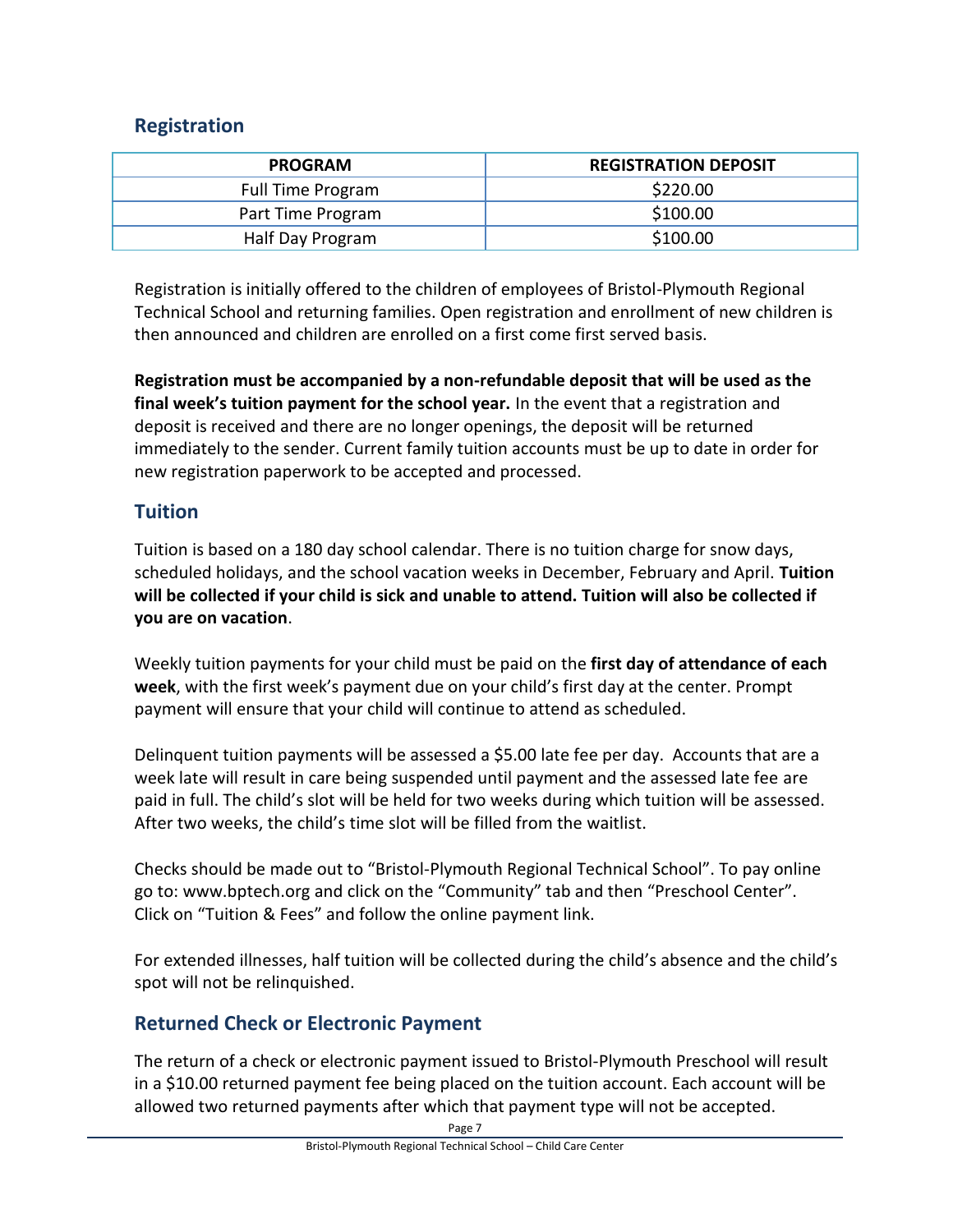## Registration

| PROGRAM | REGISTRATION DEPOSIT |
| --- | --- |
| Full Time Program | $220.00 |
| Part Time Program | $100.00 |
| Half Day Program | $100.00 |

Registration is initially offered to the children of employees of Bristol-Plymouth Regional Technical School and returning families. Open registration and enrollment of new children is then announced and children are enrolled on a first come first served basis.

**Registration must be accompanied by a non-refundable deposit that will be used as the final week's tuition payment for the school year.** In the event that a registration and deposit is received and there are no longer openings, the deposit will be returned immediately to the sender. Current family tuition accounts must be up to date in order for new registration paperwork to be accepted and processed.

## Tuition

Tuition is based on a 180 day school calendar. There is no tuition charge for snow days, scheduled holidays, and the school vacation weeks in December, February and April. **Tuition will be collected if your child is sick and unable to attend. Tuition will also be collected if you are on vacation**.

Weekly tuition payments for your child must be paid on the **first day of attendance of each week**, with the first week's payment due on your child's first day at the center. Prompt payment will ensure that your child will continue to attend as scheduled.

Delinquent tuition payments will be assessed a $5.00 late fee per day. Accounts that are a week late will result in care being suspended until payment and the assessed late fee are paid in full. The child's slot will be held for two weeks during which tuition will be assessed. After two weeks, the child's time slot will be filled from the waitlist.

Checks should be made out to "Bristol-Plymouth Regional Technical School". To pay online go to: www.bptech.org and click on the "Community" tab and then "Preschool Center". Click on "Tuition & Fees" and follow the online payment link.

For extended illnesses, half tuition will be collected during the child's absence and the child's spot will not be relinquished.

## Returned Check or Electronic Payment

The return of a check or electronic payment issued to Bristol-Plymouth Preschool will result in a $10.00 returned payment fee being placed on the tuition account. Each account will be allowed two returned payments after which that payment type will not be accepted.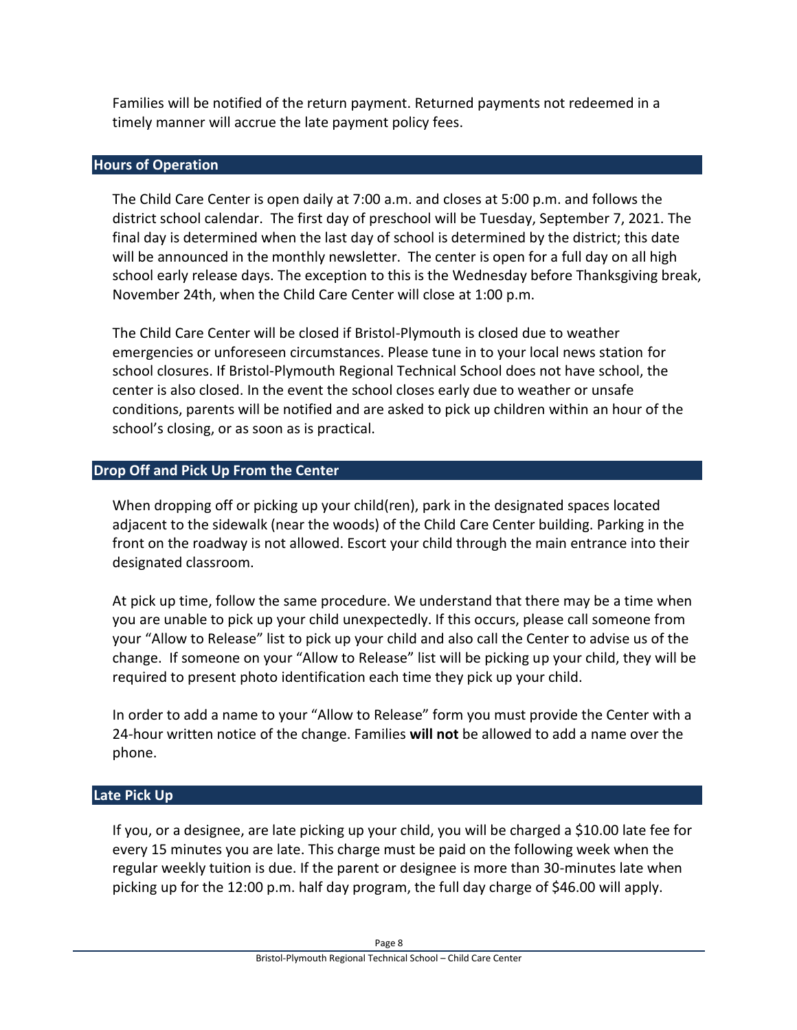Families will be notified of the return payment. Returned payments not redeemed in a timely manner will accrue the late payment policy fees.

## Hours of Operation

The Child Care Center is open daily at 7:00 a.m. and closes at 5:00 p.m. and follows the district school calendar. The first day of preschool will be Tuesday, September 7, 2021. The final day is determined when the last day of school is determined by the district; this date will be announced in the monthly newsletter. The center is open for a full day on all high school early release days. The exception to this is the Wednesday before Thanksgiving break, November 24th, when the Child Care Center will close at 1:00 p.m.

The Child Care Center will be closed if Bristol-Plymouth is closed due to weather emergencies or unforeseen circumstances. Please tune in to your local news station for school closures. If Bristol-Plymouth Regional Technical School does not have school, the center is also closed. In the event the school closes early due to weather or unsafe conditions, parents will be notified and are asked to pick up children within an hour of the school's closing, or as soon as is practical.

## Drop Off and Pick Up From the Center

When dropping off or picking up your child(ren), park in the designated spaces located adjacent to the sidewalk (near the woods) of the Child Care Center building. Parking in the front on the roadway is not allowed. Escort your child through the main entrance into their designated classroom.

At pick up time, follow the same procedure. We understand that there may be a time when you are unable to pick up your child unexpectedly. If this occurs, please call someone from your "Allow to Release" list to pick up your child and also call the Center to advise us of the change. If someone on your "Allow to Release" list will be picking up your child, they will be required to present photo identification each time they pick up your child.

In order to add a name to your "Allow to Release" form you must provide the Center with a 24-hour written notice of the change. Families **will not** be allowed to add a name over the phone.

## Late Pick Up

If you, or a designee, are late picking up your child, you will be charged a $10.00 late fee for every 15 minutes you are late. This charge must be paid on the following week when the regular weekly tuition is due. If the parent or designee is more than 30-minutes late when picking up for the 12:00 p.m. half day program, the full day charge of $46.00 will apply.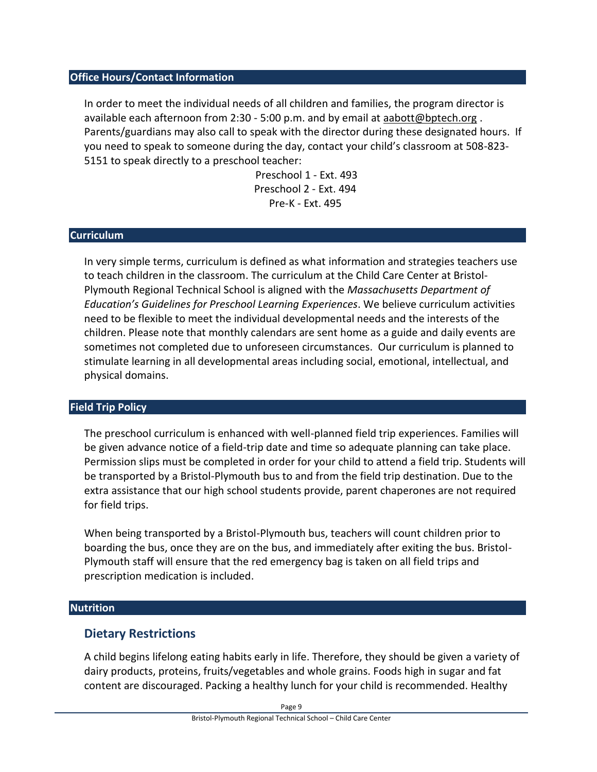## Office Hours/Contact Information

In order to meet the individual needs of all children and families, the program director is available each afternoon from 2:30 - 5:00 p.m. and by email at aabott@bptech.org . Parents/guardians may also call to speak with the director during these designated hours. If you need to speak to someone during the day, contact your child's classroom at 508-823-5151 to speak directly to a preschool teacher:

Preschool 1 - Ext. 493
Preschool 2 - Ext. 494
Pre-K - Ext. 495

## Curriculum

In very simple terms, curriculum is defined as what information and strategies teachers use to teach children in the classroom. The curriculum at the Child Care Center at Bristol-Plymouth Regional Technical School is aligned with the *Massachusetts Department of Education's Guidelines for Preschool Learning Experiences*. We believe curriculum activities need to be flexible to meet the individual developmental needs and the interests of the children. Please note that monthly calendars are sent home as a guide and daily events are sometimes not completed due to unforeseen circumstances. Our curriculum is planned to stimulate learning in all developmental areas including social, emotional, intellectual, and physical domains.

## Field Trip Policy

The preschool curriculum is enhanced with well-planned field trip experiences. Families will be given advance notice of a field-trip date and time so adequate planning can take place. Permission slips must be completed in order for your child to attend a field trip. Students will be transported by a Bristol-Plymouth bus to and from the field trip destination. Due to the extra assistance that our high school students provide, parent chaperones are not required for field trips.

When being transported by a Bristol-Plymouth bus, teachers will count children prior to boarding the bus, once they are on the bus, and immediately after exiting the bus. Bristol-Plymouth staff will ensure that the red emergency bag is taken on all field trips and prescription medication is included.

## Nutrition

### Dietary Restrictions

A child begins lifelong eating habits early in life. Therefore, they should be given a variety of dairy products, proteins, fruits/vegetables and whole grains. Foods high in sugar and fat content are discouraged. Packing a healthy lunch for your child is recommended. Healthy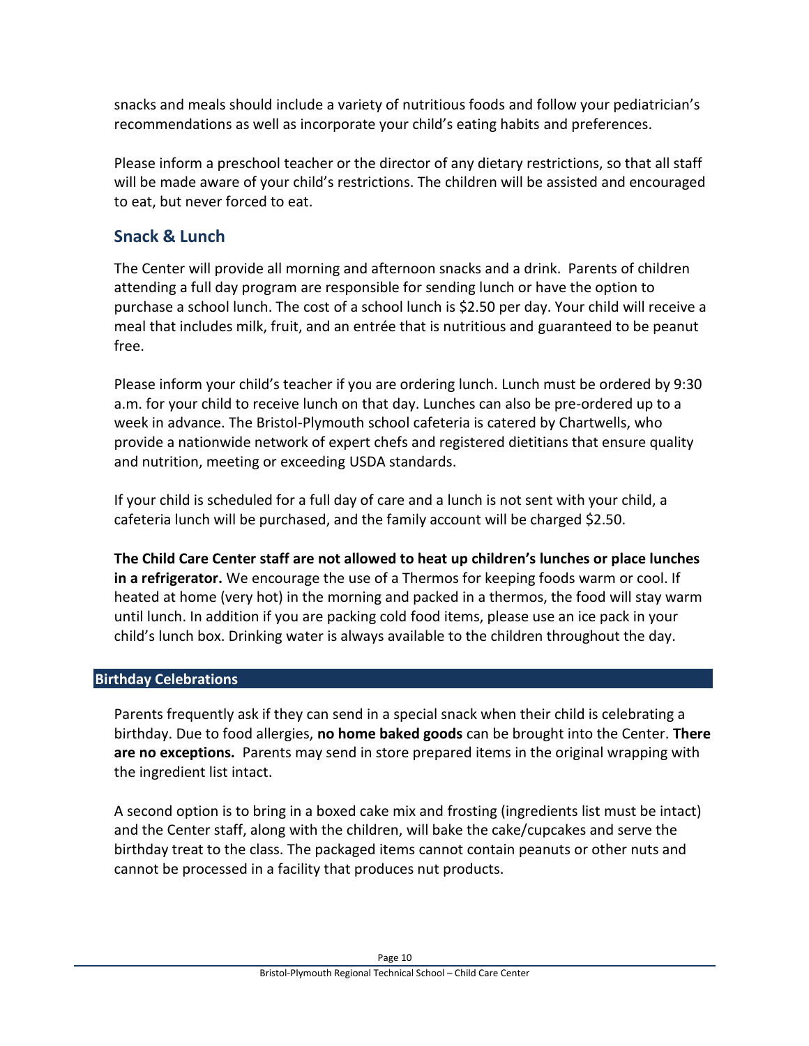snacks and meals should include a variety of nutritious foods and follow your pediatrician's recommendations as well as incorporate your child's eating habits and preferences.

Please inform a preschool teacher or the director of any dietary restrictions, so that all staff will be made aware of your child's restrictions. The children will be assisted and encouraged to eat, but never forced to eat.

## Snack & Lunch

The Center will provide all morning and afternoon snacks and a drink. Parents of children attending a full day program are responsible for sending lunch or have the option to purchase a school lunch. The cost of a school lunch is $2.50 per day. Your child will receive a meal that includes milk, fruit, and an entrée that is nutritious and guaranteed to be peanut free.

Please inform your child's teacher if you are ordering lunch. Lunch must be ordered by 9:30 a.m. for your child to receive lunch on that day. Lunches can also be pre-ordered up to a week in advance. The Bristol-Plymouth school cafeteria is catered by Chartwells, who provide a nationwide network of expert chefs and registered dietitians that ensure quality and nutrition, meeting or exceeding USDA standards.

If your child is scheduled for a full day of care and a lunch is not sent with your child, a cafeteria lunch will be purchased, and the family account will be charged $2.50.

**The Child Care Center staff are not allowed to heat up children's lunches or place lunches in a refrigerator.** We encourage the use of a Thermos for keeping foods warm or cool. If heated at home (very hot) in the morning and packed in a thermos, the food will stay warm until lunch. In addition if you are packing cold food items, please use an ice pack in your child's lunch box. Drinking water is always available to the children throughout the day.

## Birthday Celebrations

Parents frequently ask if they can send in a special snack when their child is celebrating a birthday. Due to food allergies, **no home baked goods** can be brought into the Center. **There are no exceptions.** Parents may send in store prepared items in the original wrapping with the ingredient list intact.

A second option is to bring in a boxed cake mix and frosting (ingredients list must be intact) and the Center staff, along with the children, will bake the cake/cupcakes and serve the birthday treat to the class. The packaged items cannot contain peanuts or other nuts and cannot be processed in a facility that produces nut products.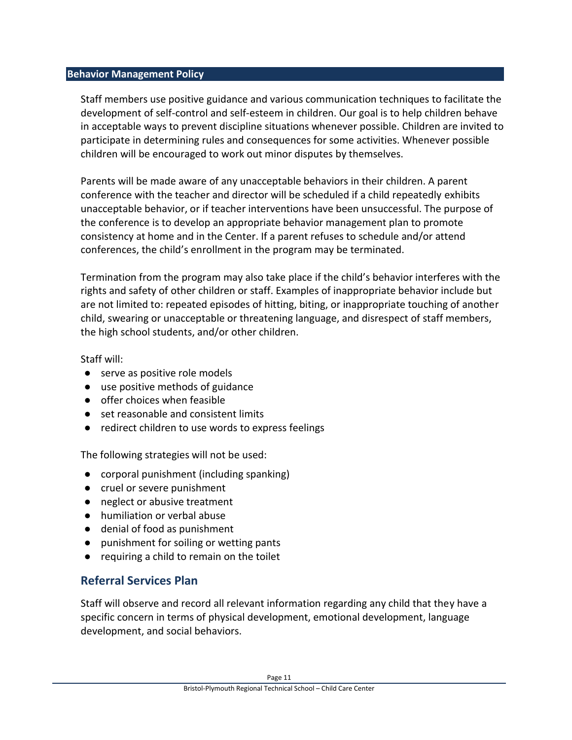## Behavior Management Policy

Staff members use positive guidance and various communication techniques to facilitate the development of self-control and self-esteem in children. Our goal is to help children behave in acceptable ways to prevent discipline situations whenever possible. Children are invited to participate in determining rules and consequences for some activities. Whenever possible children will be encouraged to work out minor disputes by themselves.

Parents will be made aware of any unacceptable behaviors in their children. A parent conference with the teacher and director will be scheduled if a child repeatedly exhibits unacceptable behavior, or if teacher interventions have been unsuccessful. The purpose of the conference is to develop an appropriate behavior management plan to promote consistency at home and in the Center. If a parent refuses to schedule and/or attend conferences, the child's enrollment in the program may be terminated.

Termination from the program may also take place if the child's behavior interferes with the rights and safety of other children or staff. Examples of inappropriate behavior include but are not limited to: repeated episodes of hitting, biting, or inappropriate touching of another child, swearing or unacceptable or threatening language, and disrespect of staff members, the high school students, and/or other children.

Staff will:

- serve as positive role models
- use positive methods of guidance
- offer choices when feasible
- set reasonable and consistent limits
- redirect children to use words to express feelings

The following strategies will not be used:

- corporal punishment (including spanking)
- cruel or severe punishment
- neglect or abusive treatment
- humiliation or verbal abuse
- denial of food as punishment
- punishment for soiling or wetting pants
- requiring a child to remain on the toilet

## Referral Services Plan

Staff will observe and record all relevant information regarding any child that they have a specific concern in terms of physical development, emotional development, language development, and social behaviors.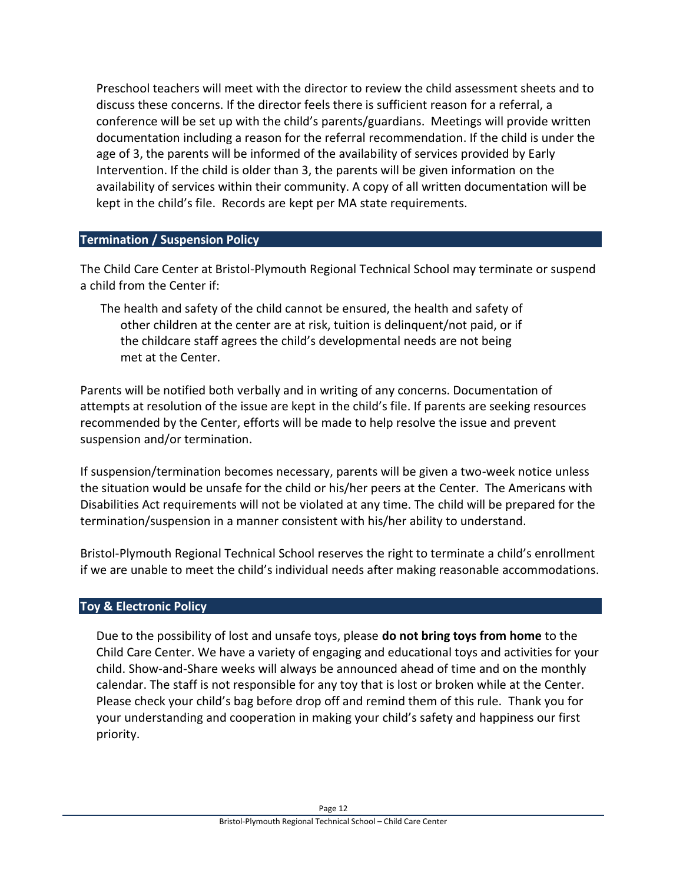Preschool teachers will meet with the director to review the child assessment sheets and to discuss these concerns. If the director feels there is sufficient reason for a referral, a conference will be set up with the child's parents/guardians. Meetings will provide written documentation including a reason for the referral recommendation. If the child is under the age of 3, the parents will be informed of the availability of services provided by Early Intervention. If the child is older than 3, the parents will be given information on the availability of services within their community. A copy of all written documentation will be kept in the child's file. Records are kept per MA state requirements.

## Termination / Suspension Policy

The Child Care Center at Bristol-Plymouth Regional Technical School may terminate or suspend a child from the Center if:

The health and safety of the child cannot be ensured, the health and safety of other children at the center are at risk, tuition is delinquent/not paid, or if the childcare staff agrees the child's developmental needs are not being met at the Center.

Parents will be notified both verbally and in writing of any concerns. Documentation of attempts at resolution of the issue are kept in the child's file. If parents are seeking resources recommended by the Center, efforts will be made to help resolve the issue and prevent suspension and/or termination.

If suspension/termination becomes necessary, parents will be given a two-week notice unless the situation would be unsafe for the child or his/her peers at the Center. The Americans with Disabilities Act requirements will not be violated at any time. The child will be prepared for the termination/suspension in a manner consistent with his/her ability to understand.

Bristol-Plymouth Regional Technical School reserves the right to terminate a child's enrollment if we are unable to meet the child's individual needs after making reasonable accommodations.

## Toy & Electronic Policy

Due to the possibility of lost and unsafe toys, please **do not bring toys from home** to the Child Care Center. We have a variety of engaging and educational toys and activities for your child. Show-and-Share weeks will always be announced ahead of time and on the monthly calendar. The staff is not responsible for any toy that is lost or broken while at the Center. Please check your child's bag before drop off and remind them of this rule. Thank you for your understanding and cooperation in making your child's safety and happiness our first priority.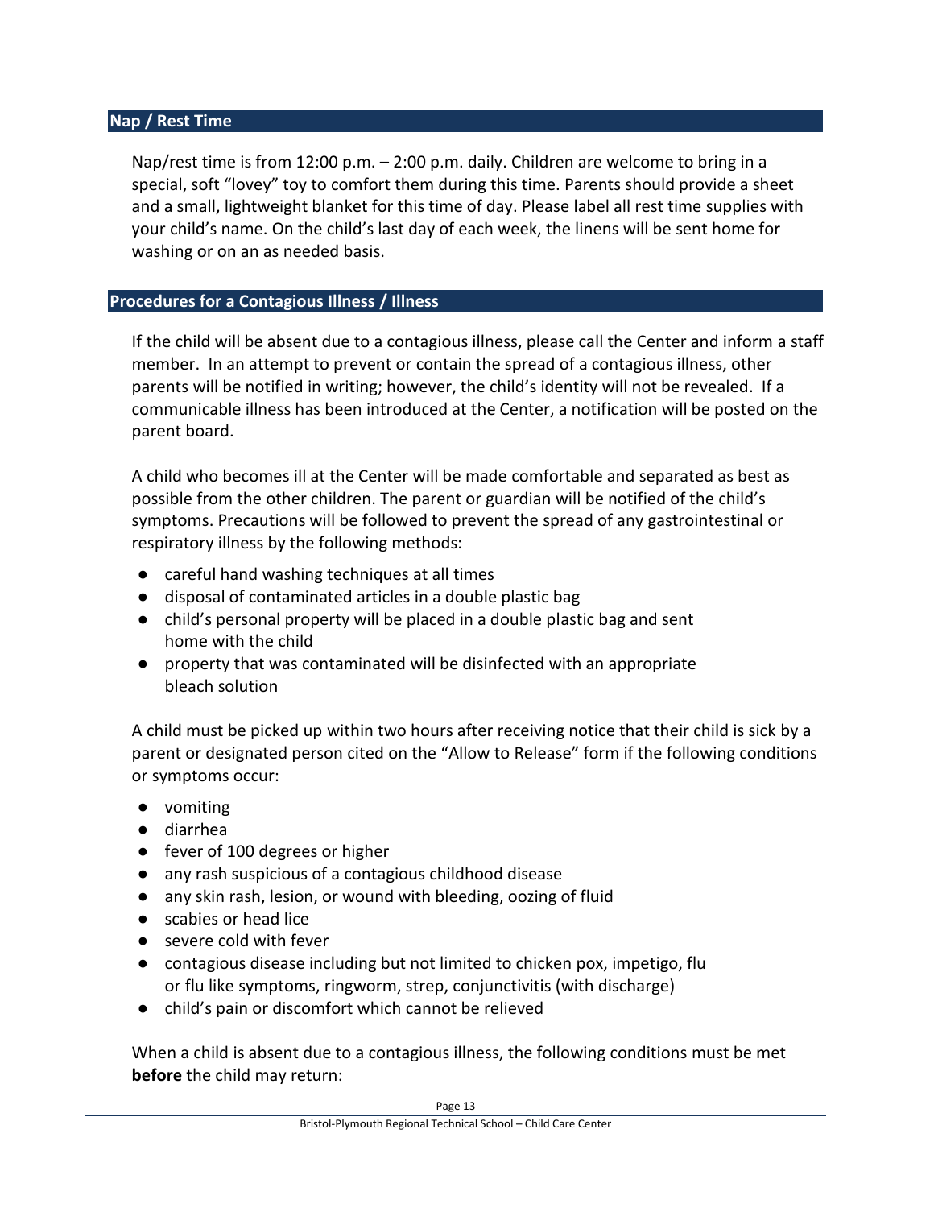## Nap / Rest Time

Nap/rest time is from 12:00 p.m. – 2:00 p.m. daily. Children are welcome to bring in a special, soft "lovey" toy to comfort them during this time. Parents should provide a sheet and a small, lightweight blanket for this time of day. Please label all rest time supplies with your child's name. On the child's last day of each week, the linens will be sent home for washing or on an as needed basis.

## Procedures for a Contagious Illness / Illness

If the child will be absent due to a contagious illness, please call the Center and inform a staff member. In an attempt to prevent or contain the spread of a contagious illness, other parents will be notified in writing; however, the child's identity will not be revealed. If a communicable illness has been introduced at the Center, a notification will be posted on the parent board.

A child who becomes ill at the Center will be made comfortable and separated as best as possible from the other children. The parent or guardian will be notified of the child's symptoms. Precautions will be followed to prevent the spread of any gastrointestinal or respiratory illness by the following methods:

- careful hand washing techniques at all times
- disposal of contaminated articles in a double plastic bag
- child's personal property will be placed in a double plastic bag and sent home with the child
- property that was contaminated will be disinfected with an appropriate bleach solution

A child must be picked up within two hours after receiving notice that their child is sick by a parent or designated person cited on the "Allow to Release" form if the following conditions or symptoms occur:

- vomiting
- diarrhea
- fever of 100 degrees or higher
- any rash suspicious of a contagious childhood disease
- any skin rash, lesion, or wound with bleeding, oozing of fluid
- scabies or head lice
- severe cold with fever
- contagious disease including but not limited to chicken pox, impetigo, flu or flu like symptoms, ringworm, strep, conjunctivitis (with discharge)
- child's pain or discomfort which cannot be relieved

When a child is absent due to a contagious illness, the following conditions must be met **before** the child may return: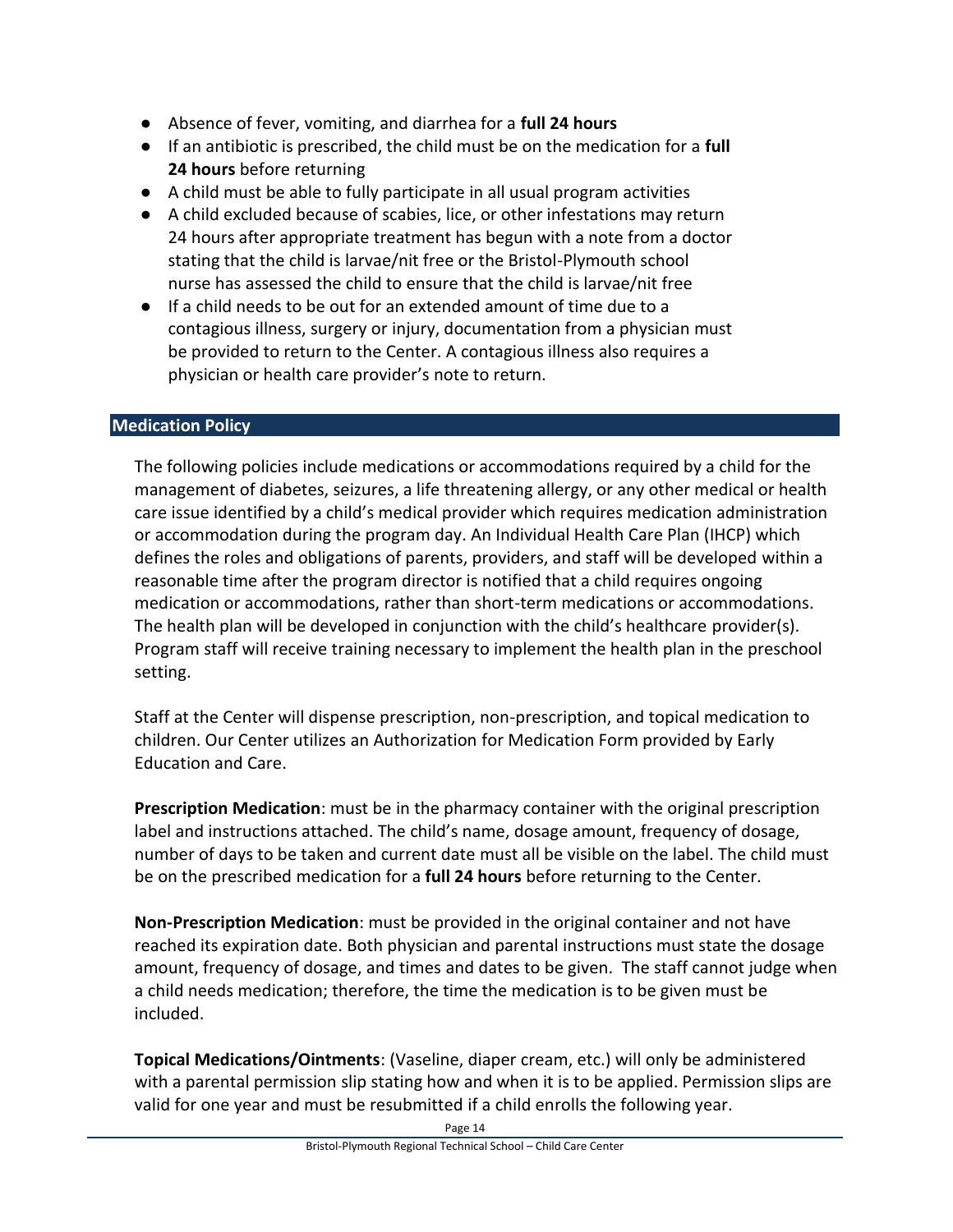- Absence of fever, vomiting, and diarrhea for a **full 24 hours**
- If an antibiotic is prescribed, the child must be on the medication for a **full 24 hours** before returning
- A child must be able to fully participate in all usual program activities
- A child excluded because of scabies, lice, or other infestations may return 24 hours after appropriate treatment has begun with a note from a doctor stating that the child is larvae/nit free or the Bristol-Plymouth school nurse has assessed the child to ensure that the child is larvae/nit free
- If a child needs to be out for an extended amount of time due to a contagious illness, surgery or injury, documentation from a physician must be provided to return to the Center. A contagious illness also requires a physician or health care provider's note to return.

## Medication Policy

The following policies include medications or accommodations required by a child for the management of diabetes, seizures, a life threatening allergy, or any other medical or health care issue identified by a child's medical provider which requires medication administration or accommodation during the program day. An Individual Health Care Plan (IHCP) which defines the roles and obligations of parents, providers, and staff will be developed within a reasonable time after the program director is notified that a child requires ongoing medication or accommodations, rather than short-term medications or accommodations. The health plan will be developed in conjunction with the child's healthcare provider(s). Program staff will receive training necessary to implement the health plan in the preschool setting.

Staff at the Center will dispense prescription, non-prescription, and topical medication to children. Our Center utilizes an Authorization for Medication Form provided by Early Education and Care.

**Prescription Medication**: must be in the pharmacy container with the original prescription label and instructions attached. The child's name, dosage amount, frequency of dosage, number of days to be taken and current date must all be visible on the label. The child must be on the prescribed medication for a **full 24 hours** before returning to the Center.

**Non-Prescription Medication**: must be provided in the original container and not have reached its expiration date. Both physician and parental instructions must state the dosage amount, frequency of dosage, and times and dates to be given. The staff cannot judge when a child needs medication; therefore, the time the medication is to be given must be included.

**Topical Medications/Ointments**: (Vaseline, diaper cream, etc.) will only be administered with a parental permission slip stating how and when it is to be applied. Permission slips are valid for one year and must be resubmitted if a child enrolls the following year.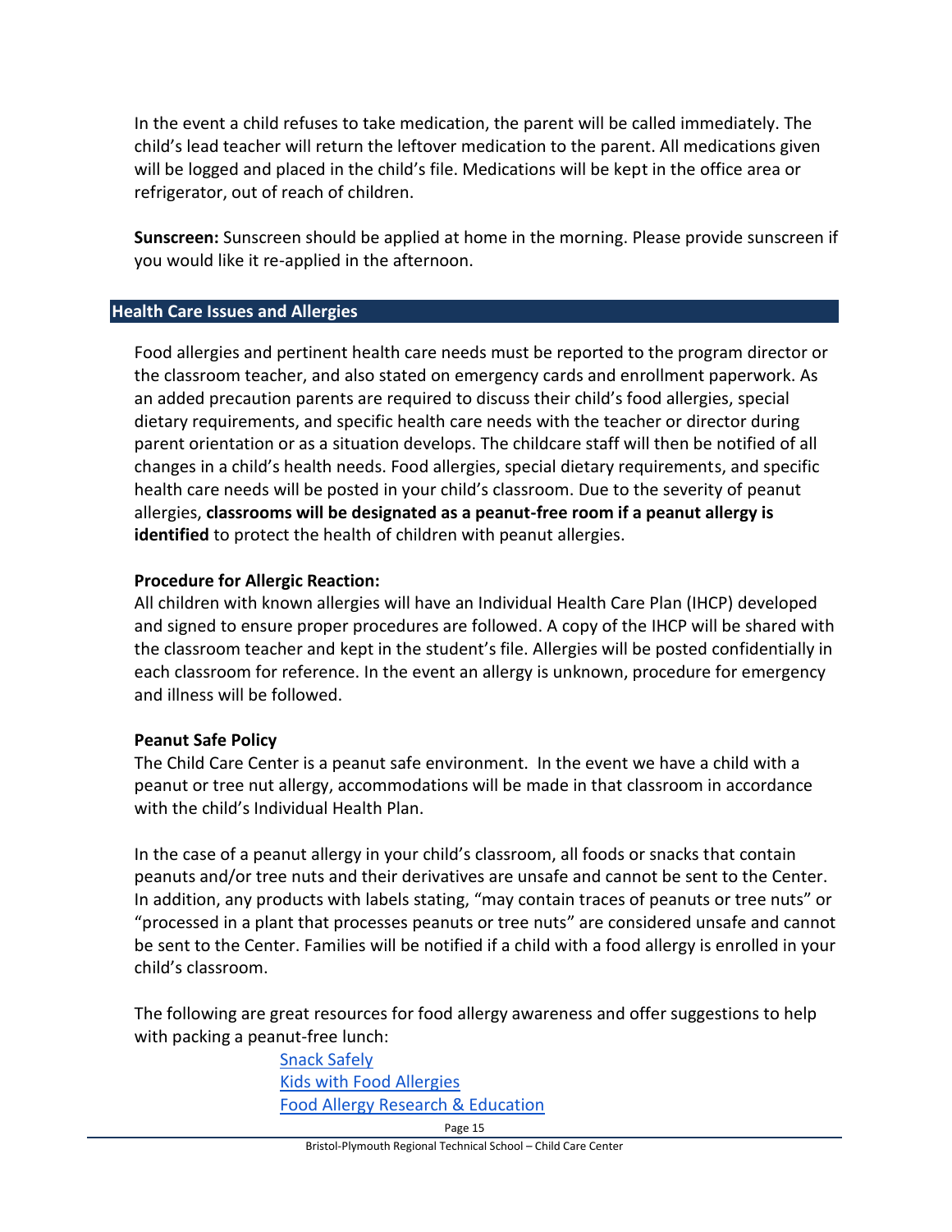In the event a child refuses to take medication, the parent will be called immediately. The child's lead teacher will return the leftover medication to the parent. All medications given will be logged and placed in the child's file. Medications will be kept in the office area or refrigerator, out of reach of children.

**Sunscreen:** Sunscreen should be applied at home in the morning. Please provide sunscreen if you would like it re-applied in the afternoon.

## Health Care Issues and Allergies

Food allergies and pertinent health care needs must be reported to the program director or the classroom teacher, and also stated on emergency cards and enrollment paperwork. As an added precaution parents are required to discuss their child's food allergies, special dietary requirements, and specific health care needs with the teacher or director during parent orientation or as a situation develops. The childcare staff will then be notified of all changes in a child's health needs. Food allergies, special dietary requirements, and specific health care needs will be posted in your child's classroom. Due to the severity of peanut allergies, **classrooms will be designated as a peanut-free room if a peanut allergy is identified** to protect the health of children with peanut allergies.

**Procedure for Allergic Reaction:**
All children with known allergies will have an Individual Health Care Plan (IHCP) developed and signed to ensure proper procedures are followed. A copy of the IHCP will be shared with the classroom teacher and kept in the student's file. Allergies will be posted confidentially in each classroom for reference. In the event an allergy is unknown, procedure for emergency and illness will be followed.

**Peanut Safe Policy**
The Child Care Center is a peanut safe environment. In the event we have a child with a peanut or tree nut allergy, accommodations will be made in that classroom in accordance with the child's Individual Health Plan.

In the case of a peanut allergy in your child's classroom, all foods or snacks that contain peanuts and/or tree nuts and their derivatives are unsafe and cannot be sent to the Center. In addition, any products with labels stating, "may contain traces of peanuts or tree nuts" or "processed in a plant that processes peanuts or tree nuts" are considered unsafe and cannot be sent to the Center. Families will be notified if a child with a food allergy is enrolled in your child's classroom.

The following are great resources for food allergy awareness and offer suggestions to help with packing a peanut-free lunch:

- Snack Safely
- Kids with Food Allergies
- Food Allergy Research & Education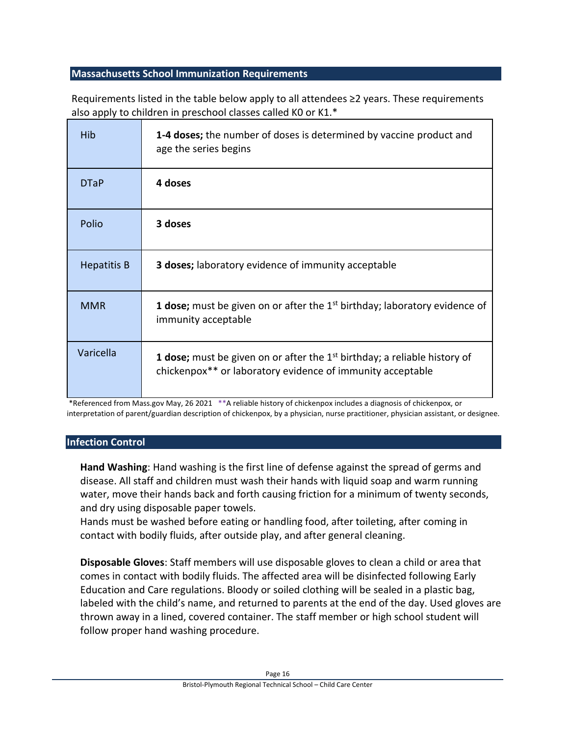## Massachusetts School Immunization Requirements

Requirements listed in the table below apply to all attendees ≥2 years. These requirements also apply to children in preschool classes called K0 or K1.*

| Vaccine | Requirement |
|---|---|
| Hib | **1-4 doses;** the number of doses is determined by vaccine product and age the series begins |
| DTaP | **4 doses** |
| Polio | **3 doses** |
| Hepatitis B | **3 doses;** laboratory evidence of immunity acceptable |
| MMR | **1 dose;** must be given on or after the 1st birthday; laboratory evidence of immunity acceptable |
| Varicella | **1 dose;** must be given on or after the 1st birthday; a reliable history of chickenpox** or laboratory evidence of immunity acceptable |

*Referenced from Mass.gov May, 26 2021 **A reliable history of chickenpox includes a diagnosis of chickenpox, or interpretation of parent/guardian description of chickenpox, by a physician, nurse practitioner, physician assistant, or designee.

## Infection Control

**Hand Washing**: Hand washing is the first line of defense against the spread of germs and disease. All staff and children must wash their hands with liquid soap and warm running water, move their hands back and forth causing friction for a minimum of twenty seconds, and dry using disposable paper towels.
Hands must be washed before eating or handling food, after toileting, after coming in contact with bodily fluids, after outside play, and after general cleaning.

**Disposable Gloves**: Staff members will use disposable gloves to clean a child or area that comes in contact with bodily fluids. The affected area will be disinfected following Early Education and Care regulations. Bloody or soiled clothing will be sealed in a plastic bag, labeled with the child's name, and returned to parents at the end of the day. Used gloves are thrown away in a lined, covered container. The staff member or high school student will follow proper hand washing procedure.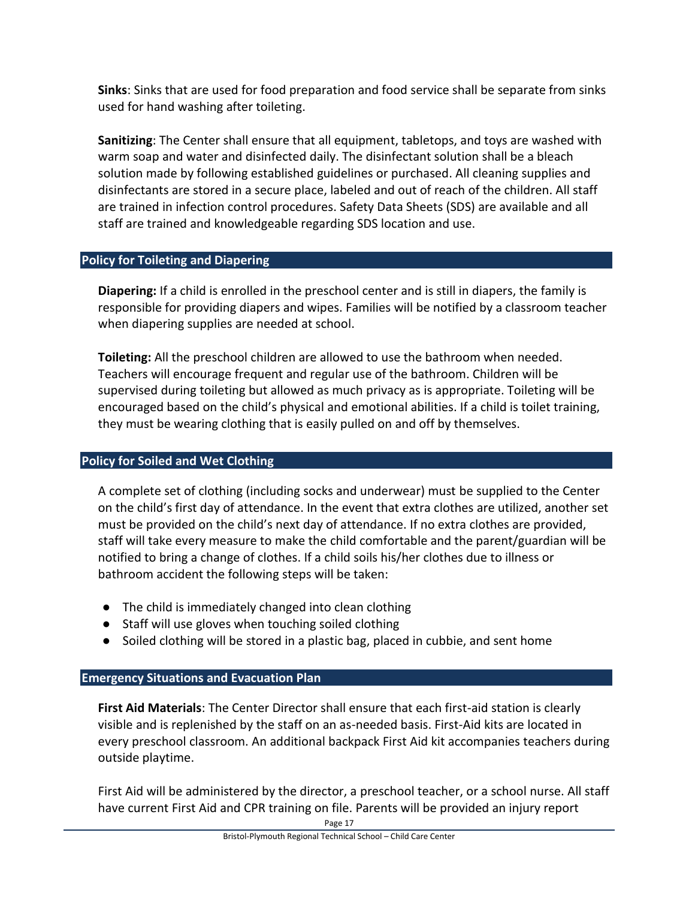**Sinks**: Sinks that are used for food preparation and food service shall be separate from sinks used for hand washing after toileting.

**Sanitizing**: The Center shall ensure that all equipment, tabletops, and toys are washed with warm soap and water and disinfected daily. The disinfectant solution shall be a bleach solution made by following established guidelines or purchased. All cleaning supplies and disinfectants are stored in a secure place, labeled and out of reach of the children. All staff are trained in infection control procedures. Safety Data Sheets (SDS) are available and all staff are trained and knowledgeable regarding SDS location and use.

## Policy for Toileting and Diapering

**Diapering:** If a child is enrolled in the preschool center and is still in diapers, the family is responsible for providing diapers and wipes. Families will be notified by a classroom teacher when diapering supplies are needed at school.

**Toileting:** All the preschool children are allowed to use the bathroom when needed. Teachers will encourage frequent and regular use of the bathroom. Children will be supervised during toileting but allowed as much privacy as is appropriate. Toileting will be encouraged based on the child's physical and emotional abilities. If a child is toilet training, they must be wearing clothing that is easily pulled on and off by themselves.

## Policy for Soiled and Wet Clothing

A complete set of clothing (including socks and underwear) must be supplied to the Center on the child's first day of attendance. In the event that extra clothes are utilized, another set must be provided on the child's next day of attendance. If no extra clothes are provided, staff will take every measure to make the child comfortable and the parent/guardian will be notified to bring a change of clothes. If a child soils his/her clothes due to illness or bathroom accident the following steps will be taken:

- The child is immediately changed into clean clothing
- Staff will use gloves when touching soiled clothing
- Soiled clothing will be stored in a plastic bag, placed in cubbie, and sent home

## Emergency Situations and Evacuation Plan

**First Aid Materials**: The Center Director shall ensure that each first-aid station is clearly visible and is replenished by the staff on an as-needed basis. First-Aid kits are located in every preschool classroom. An additional backpack First Aid kit accompanies teachers during outside playtime.

First Aid will be administered by the director, a preschool teacher, or a school nurse. All staff have current First Aid and CPR training on file. Parents will be provided an injury report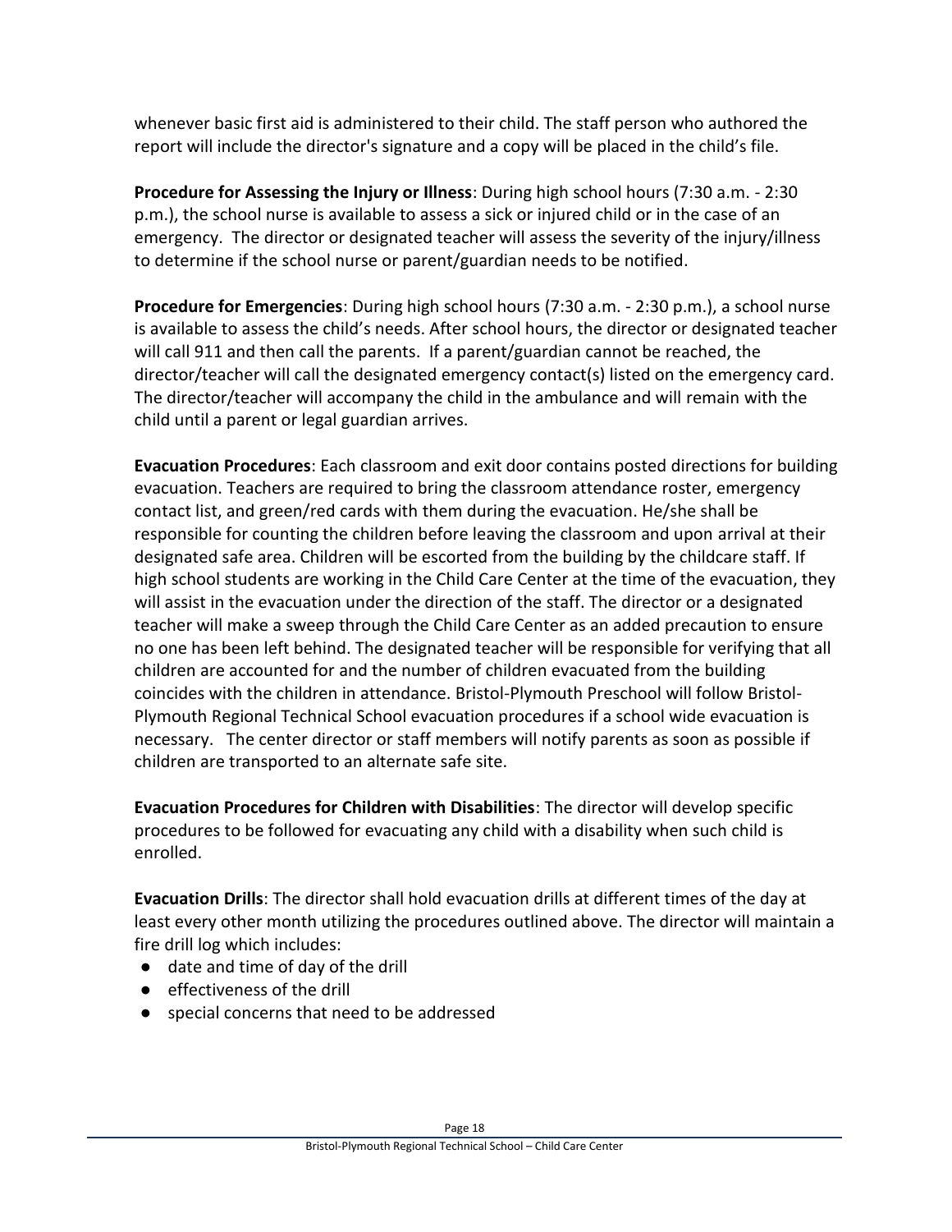whenever basic first aid is administered to their child. The staff person who authored the report will include the director's signature and a copy will be placed in the child's file.

**Procedure for Assessing the Injury or Illness**: During high school hours (7:30 a.m. - 2:30 p.m.), the school nurse is available to assess a sick or injured child or in the case of an emergency. The director or designated teacher will assess the severity of the injury/illness to determine if the school nurse or parent/guardian needs to be notified.

**Procedure for Emergencies**: During high school hours (7:30 a.m. - 2:30 p.m.), a school nurse is available to assess the child's needs. After school hours, the director or designated teacher will call 911 and then call the parents. If a parent/guardian cannot be reached, the director/teacher will call the designated emergency contact(s) listed on the emergency card. The director/teacher will accompany the child in the ambulance and will remain with the child until a parent or legal guardian arrives.

**Evacuation Procedures**: Each classroom and exit door contains posted directions for building evacuation. Teachers are required to bring the classroom attendance roster, emergency contact list, and green/red cards with them during the evacuation. He/she shall be responsible for counting the children before leaving the classroom and upon arrival at their designated safe area. Children will be escorted from the building by the childcare staff. If high school students are working in the Child Care Center at the time of the evacuation, they will assist in the evacuation under the direction of the staff. The director or a designated teacher will make a sweep through the Child Care Center as an added precaution to ensure no one has been left behind. The designated teacher will be responsible for verifying that all children are accounted for and the number of children evacuated from the building coincides with the children in attendance. Bristol-Plymouth Preschool will follow Bristol-Plymouth Regional Technical School evacuation procedures if a school wide evacuation is necessary. The center director or staff members will notify parents as soon as possible if children are transported to an alternate safe site.

**Evacuation Procedures for Children with Disabilities**: The director will develop specific procedures to be followed for evacuating any child with a disability when such child is enrolled.

**Evacuation Drills**: The director shall hold evacuation drills at different times of the day at least every other month utilizing the procedures outlined above. The director will maintain a fire drill log which includes:

- date and time of day of the drill
- effectiveness of the drill
- special concerns that need to be addressed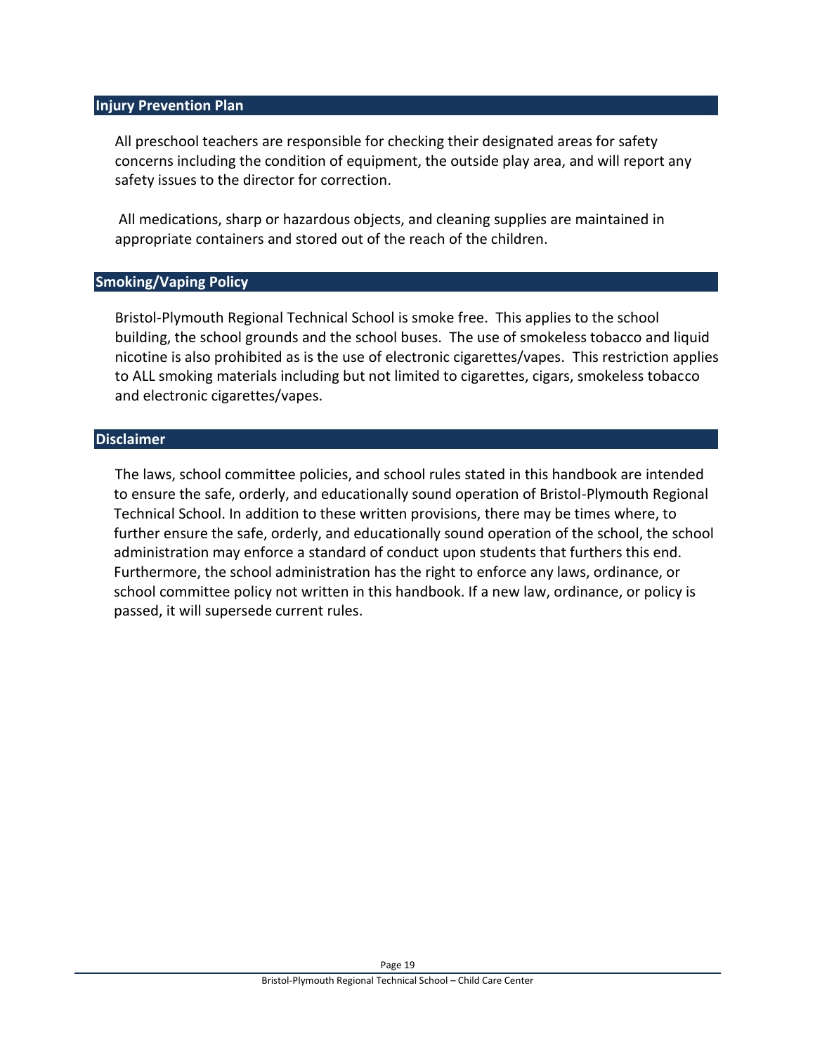## Injury Prevention Plan

All preschool teachers are responsible for checking their designated areas for safety concerns including the condition of equipment, the outside play area, and will report any safety issues to the director for correction.

All medications, sharp or hazardous objects, and cleaning supplies are maintained in appropriate containers and stored out of the reach of the children.

## Smoking/Vaping Policy

Bristol-Plymouth Regional Technical School is smoke free. This applies to the school building, the school grounds and the school buses. The use of smokeless tobacco and liquid nicotine is also prohibited as is the use of electronic cigarettes/vapes. This restriction applies to ALL smoking materials including but not limited to cigarettes, cigars, smokeless tobacco and electronic cigarettes/vapes.

## Disclaimer

The laws, school committee policies, and school rules stated in this handbook are intended to ensure the safe, orderly, and educationally sound operation of Bristol-Plymouth Regional Technical School. In addition to these written provisions, there may be times where, to further ensure the safe, orderly, and educationally sound operation of the school, the school administration may enforce a standard of conduct upon students that furthers this end. Furthermore, the school administration has the right to enforce any laws, ordinance, or school committee policy not written in this handbook. If a new law, ordinance, or policy is passed, it will supersede current rules.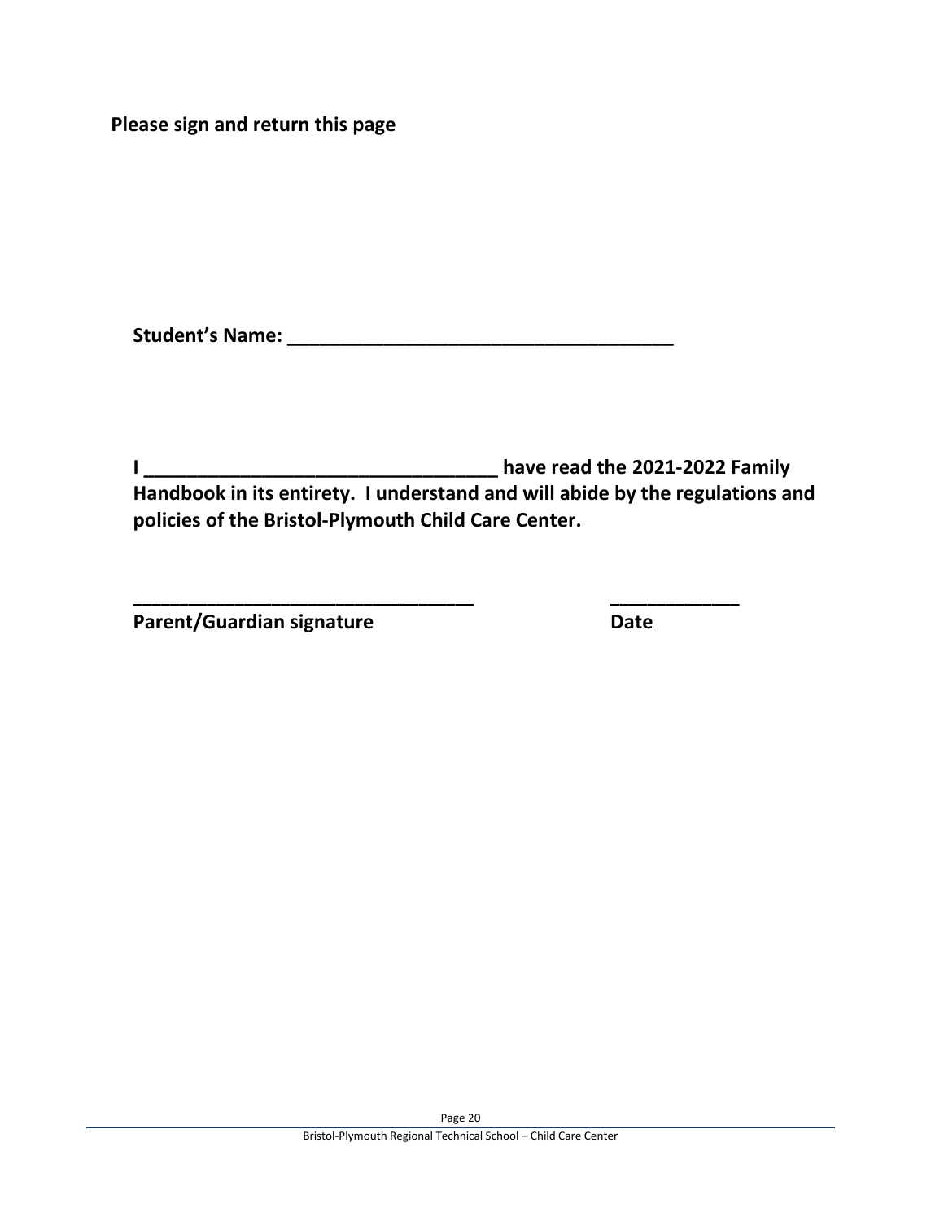**Please sign and return this page**

**Student's Name: ____________________________________**

**I ________________________________ have read the 2021-2022 Family Handbook in its entirety. I understand and will abide by the regulations and policies of the Bristol-Plymouth Child Care Center.**

**________________________________ ____________**

**Parent/Guardian signature Date**